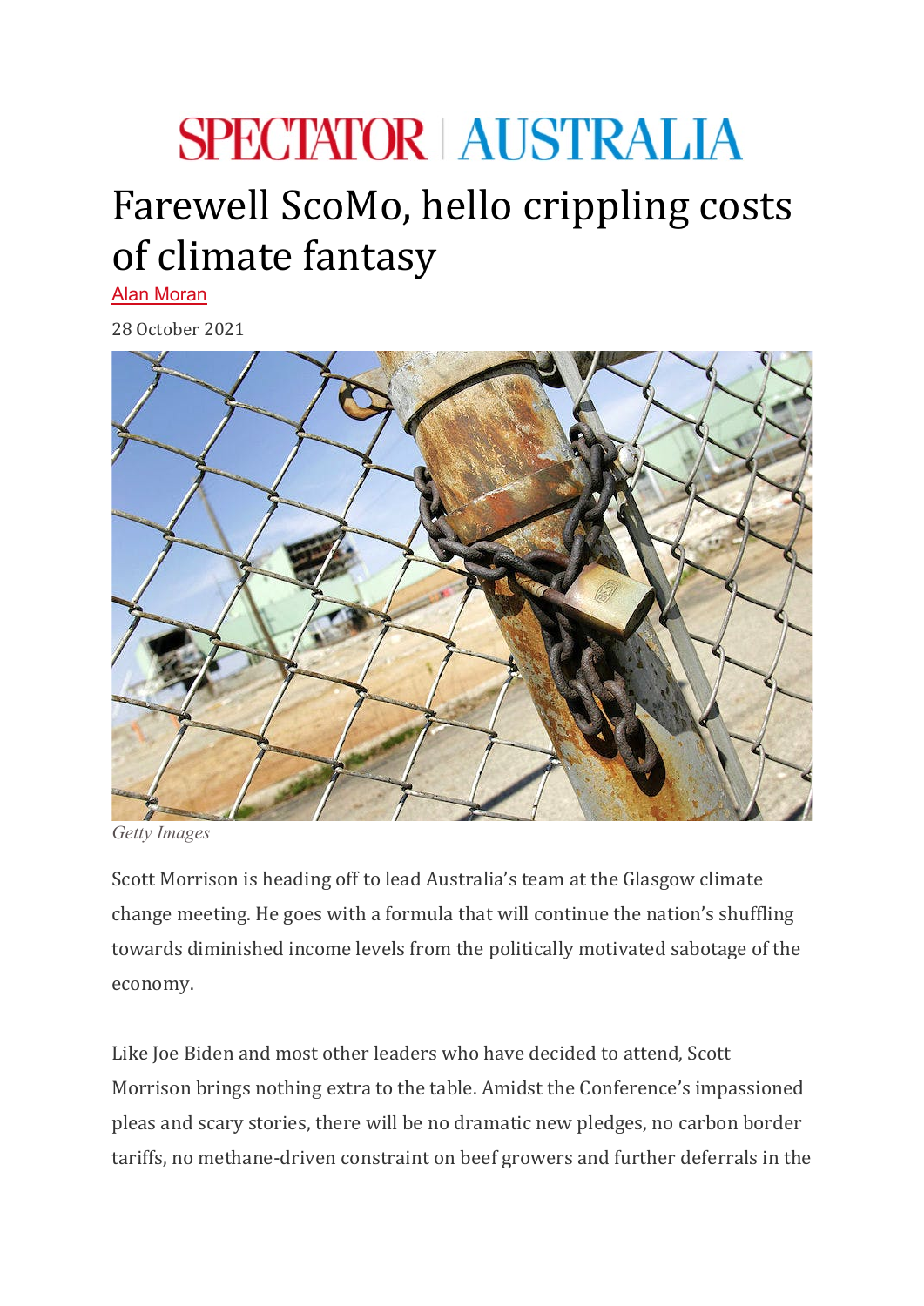# SPECTATOR | AUSTRALIA

# Farewell ScoMo, hello crippling costs of climate fantasy

Alan Moran

28 October 2021

*Getty Images*

Scott Morrison is heading off to lead Australia's team at the Glasgow climate change meeting. He goes with a formula that will continue the nation's shuffling towards diminished income levels from the politically motivated sabotage of the economy.

Like Joe Biden and most other leaders who have decided to attend, Scott Morrison brings nothing extra to the table. Amidst the Conference's impassioned pleas and scary stories, there will be no dramatic new pledges, no carbon border tariffs, no methane-driven constraint on beef growers and further deferrals in the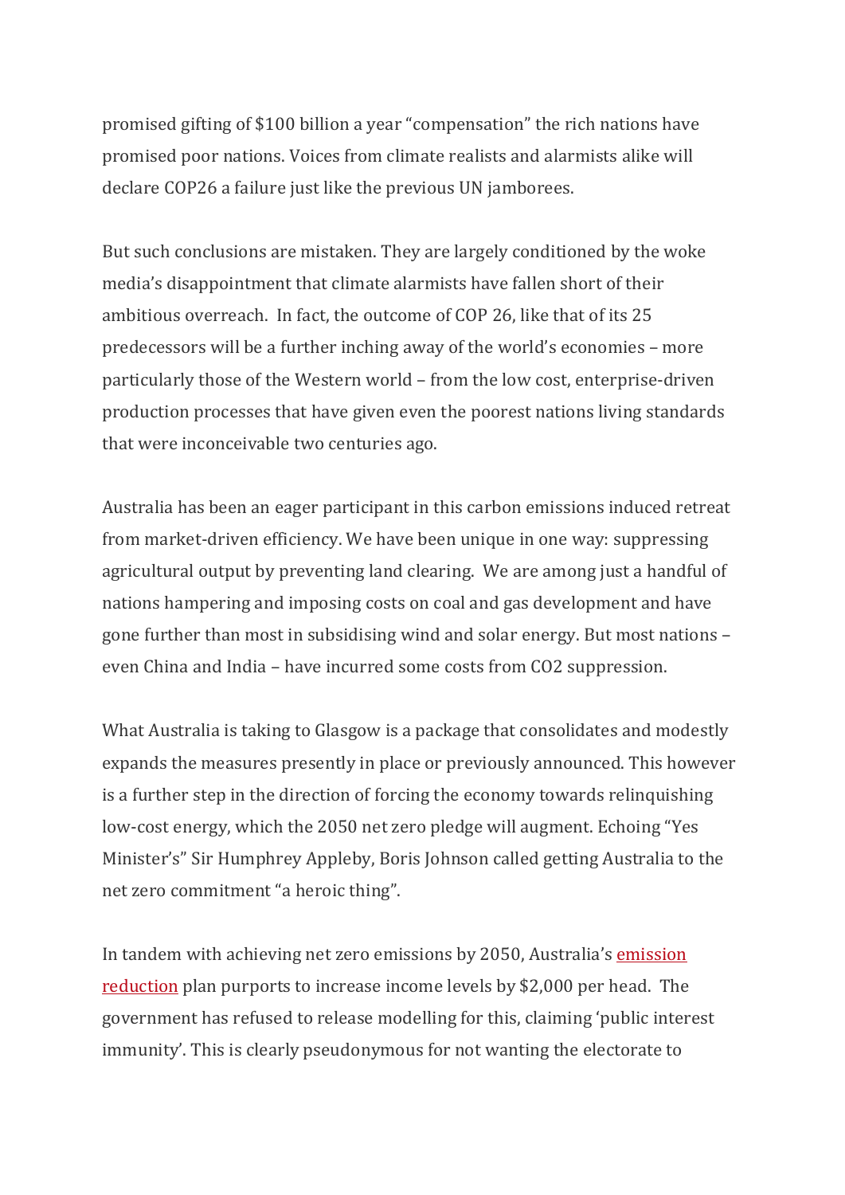promised gifting of $100 billion a year "compensation" the rich nations have promised poor nations. Voices from climate realists and alarmists alike will declare COP26 a failure just like the previous UN jamborees.

But such conclusions are mistaken. They are largely conditioned by the woke media's disappointment that climate alarmists have fallen short of their ambitious overreach. In fact, the outcome of COP 26, like that of its 25 predecessors will be a further inching away of the world's economies – more particularly those of the Western world – from the low cost, enterprise-driven production processes that have given even the poorest nations living standards that were inconceivable two centuries ago.

Australia has been an eager participant in this carbon emissions induced retreat from market-driven efficiency. We have been unique in one way: suppressing agricultural output by preventing land clearing. We are among just a handful of nations hampering and imposing costs on coal and gas development and have gone further than most in subsidising wind and solar energy. But most nations – even China and India – have incurred some costs from $CO_2$ suppression.

What Australia is taking to Glasgow is a package that consolidates and modestly expands the measures presently in place or previously announced. This however is a further step in the direction of forcing the economy towards relinquishing low-cost energy, which the 2050 net zero pledge will augment. Echoing "Yes Minister's" Sir Humphrey Appleby, Boris Johnson called getting Australia to the net zero commitment "a heroic thing".

In tandem with achieving net zero emissions by 2050, Australia's emission reduction plan purports to increase income levels by $2,000 per head. The government has refused to release modelling for this, claiming 'public interest immunity'. This is clearly pseudonymous for not wanting the electorate to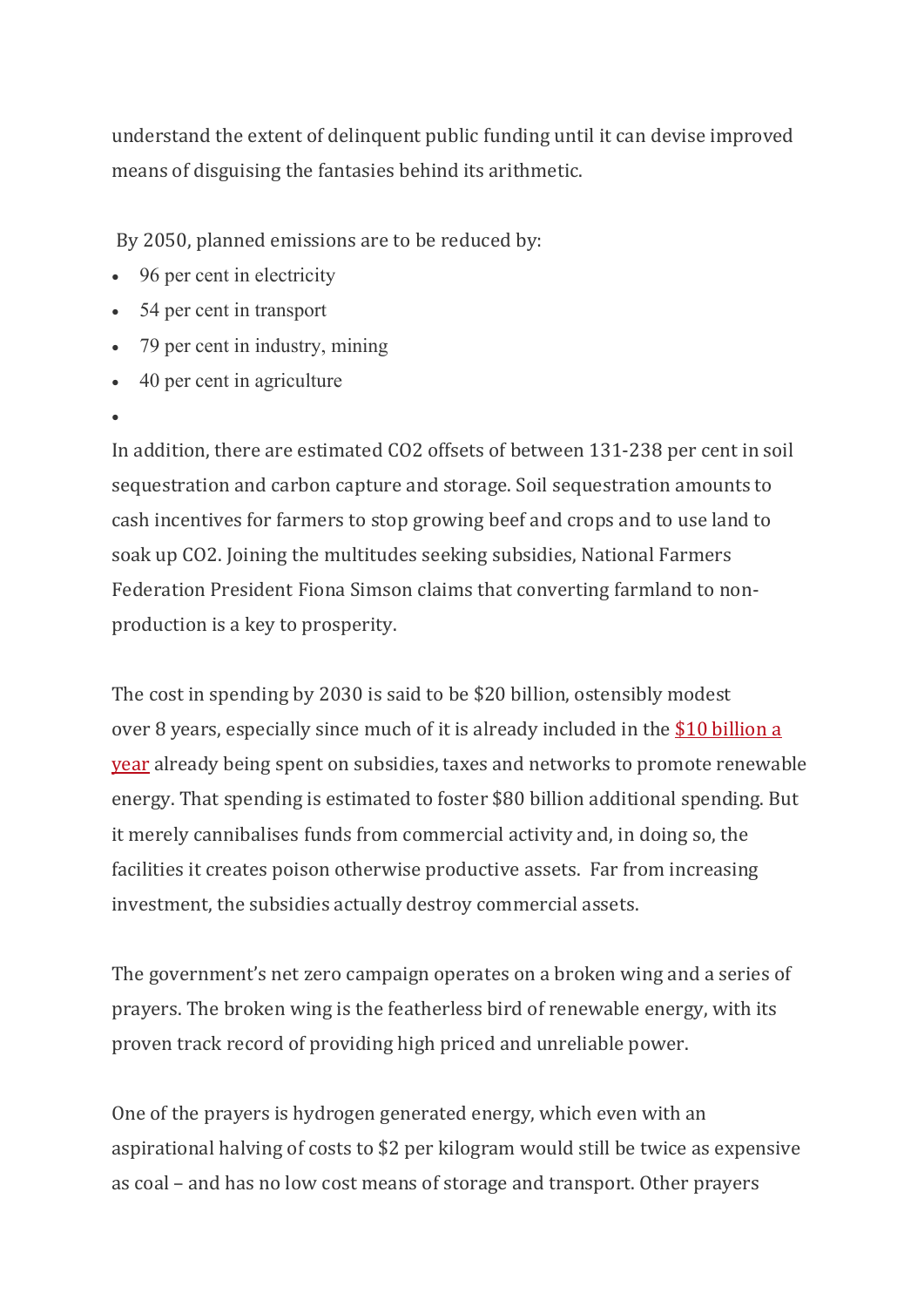understand the extent of delinquent public funding until it can devise improved means of disguising the fantasies behind its arithmetic.

By 2050, planned emissions are to be reduced by:

- 96 per cent in electricity
- 54 per cent in transport
- 79 per cent in industry, mining
- 40 per cent in agriculture

In addition, there are estimated $CO_2$ offsets of between 131-238 per cent in soil sequestration and carbon capture and storage. Soil sequestration amounts to cash incentives for farmers to stop growing beef and crops and to use land to soak up $CO_2$. Joining the multitudes seeking subsidies, National Farmers Federation President Fiona Simson claims that converting farmland to non-production is a key to prosperity.

The cost in spending by 2030 is said to be $20 billion, ostensibly modest over 8 years, especially since much of it is already included in the [$10 billion a year] already being spent on subsidies, taxes and networks to promote renewable energy. That spending is estimated to foster $80 billion additional spending. But it merely cannibalises funds from commercial activity and, in doing so, the facilities it creates poison otherwise productive assets. Far from increasing investment, the subsidies actually destroy commercial assets.

The government's net zero campaign operates on a broken wing and a series of prayers. The broken wing is the featherless bird of renewable energy, with its proven track record of providing high priced and unreliable power.

One of the prayers is hydrogen generated energy, which even with an aspirational halving of costs to $2 per kilogram would still be twice as expensive as coal – and has no low cost means of storage and transport. Other prayers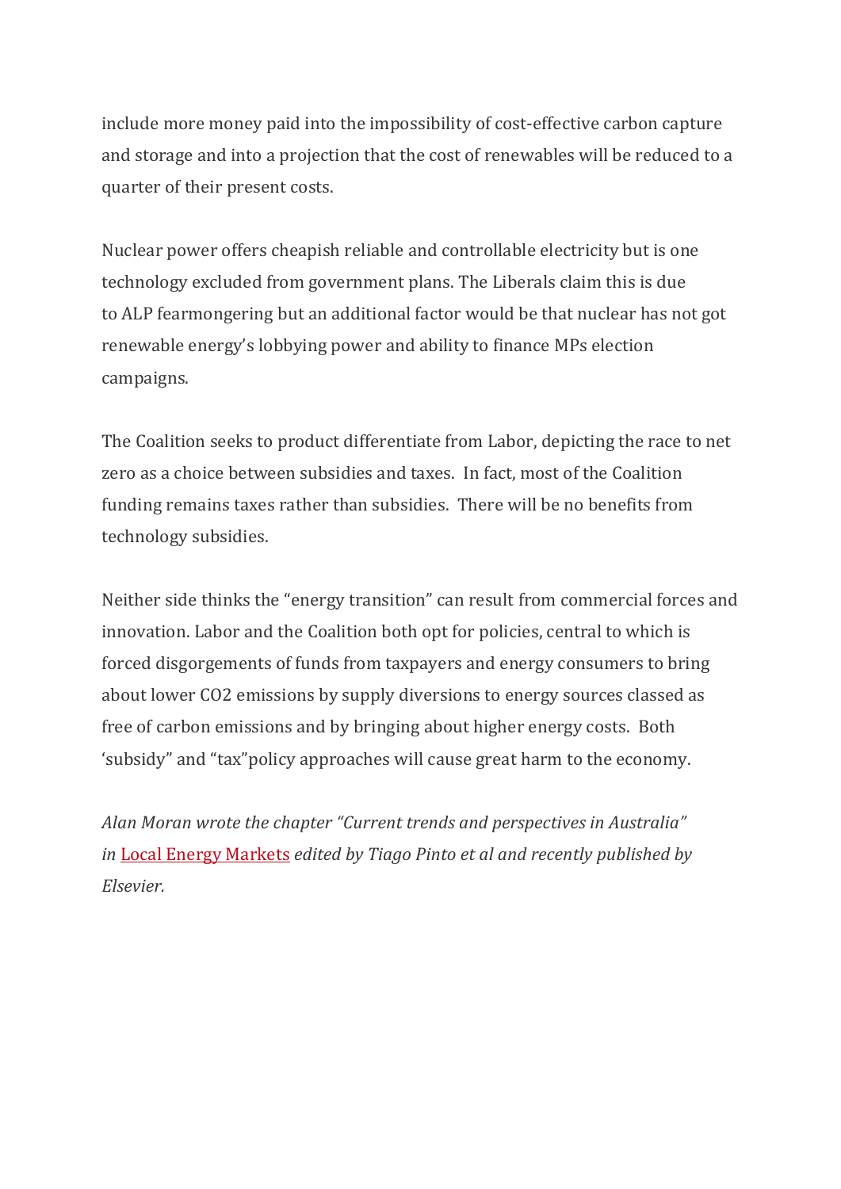include more money paid into the impossibility of cost-effective carbon capture and storage and into a projection that the cost of renewables will be reduced to a quarter of their present costs.

Nuclear power offers cheapish reliable and controllable electricity but is one technology excluded from government plans. The Liberals claim this is due to ALP fearmongering but an additional factor would be that nuclear has not got renewable energy's lobbying power and ability to finance MPs election campaigns.

The Coalition seeks to product differentiate from Labor, depicting the race to net zero as a choice between subsidies and taxes. In fact, most of the Coalition funding remains taxes rather than subsidies. There will be no benefits from technology subsidies.

Neither side thinks the "energy transition" can result from commercial forces and innovation. Labor and the Coalition both opt for policies, central to which is forced disgorgements of funds from taxpayers and energy consumers to bring about lower $CO_2$ emissions by supply diversions to energy sources classed as free of carbon emissions and by bringing about higher energy costs. Both 'subsidy" and "tax"policy approaches will cause great harm to the economy.

*Alan Moran wrote the chapter "Current trends and perspectives in Australia" in* Local Energy Markets *edited by Tiago Pinto et al and recently published by Elsevier.*